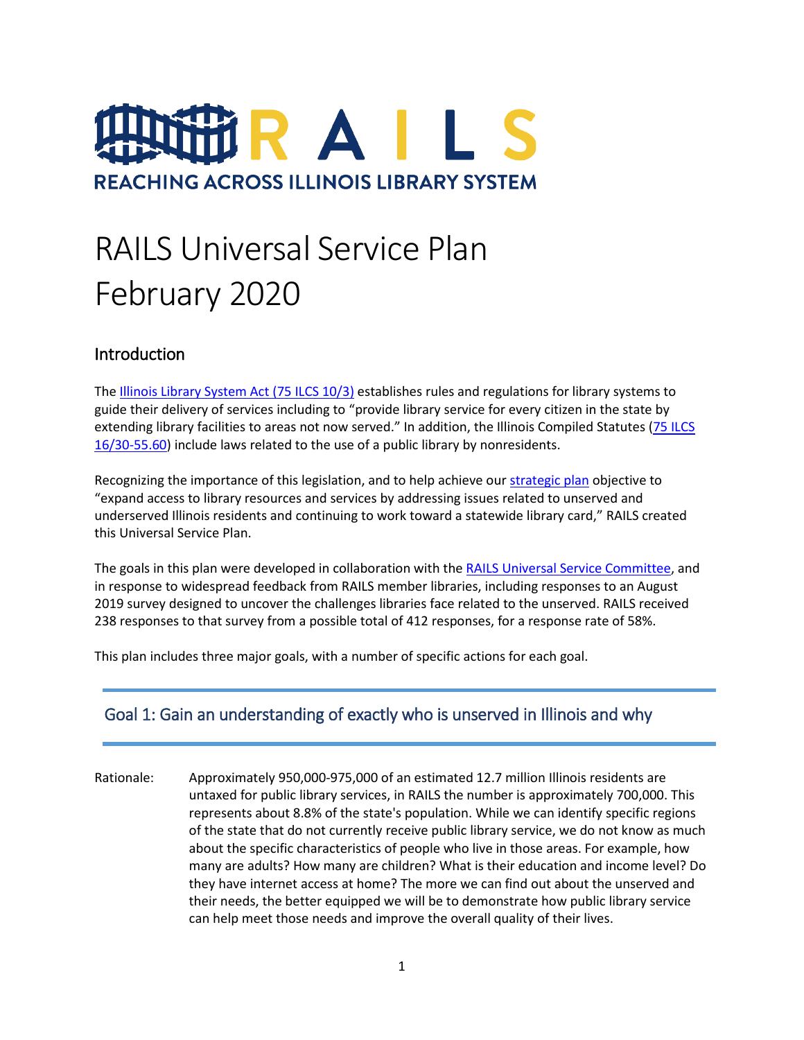# RAILS

REACHING ACROSS ILLINOIS LIBRARY SYSTEM

# RAILS Universal Service Plan February 2020

## Introduction

The Illinois Library System Act (75 ILCS 10/3) establishes rules and regulations for library systems to guide their delivery of services including to "provide library service for every citizen in the state by extending library facilities to areas not now served." In addition, the Illinois Compiled Statutes (75 ILCS 16/30-55.60) include laws related to the use of a public library by nonresidents.

Recognizing the importance of this legislation, and to help achieve our strategic plan objective to "expand access to library resources and services by addressing issues related to unserved and underserved Illinois residents and continuing to work toward a statewide library card," RAILS created this Universal Service Plan.

The goals in this plan were developed in collaboration with the RAILS Universal Service Committee, and in response to widespread feedback from RAILS member libraries, including responses to an August 2019 survey designed to uncover the challenges libraries face related to the unserved. RAILS received 238 responses to that survey from a possible total of 412 responses, for a response rate of 58%.

This plan includes three major goals, with a number of specific actions for each goal.

## Goal 1: Gain an understanding of exactly who is unserved in Illinois and why

Rationale: Approximately 950,000-975,000 of an estimated 12.7 million Illinois residents are untaxed for public library services, in RAILS the number is approximately 700,000. This represents about 8.8% of the state's population. While we can identify specific regions of the state that do not currently receive public library service, we do not know as much about the specific characteristics of people who live in those areas. For example, how many are adults? How many are children? What is their education and income level? Do they have internet access at home? The more we can find out about the unserved and their needs, the better equipped we will be to demonstrate how public library service can help meet those needs and improve the overall quality of their lives.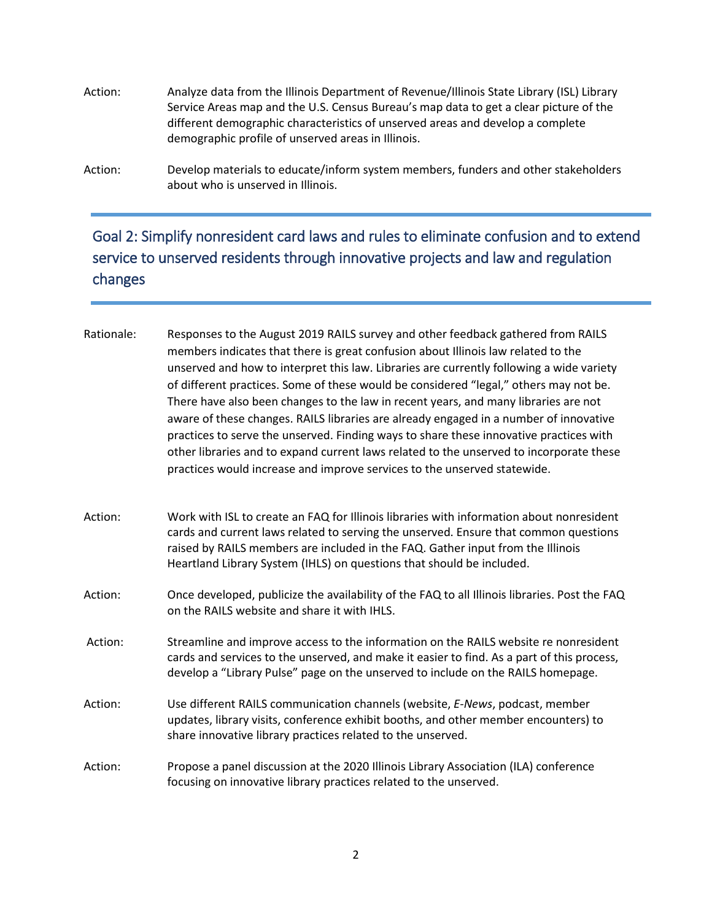Action: Analyze data from the Illinois Department of Revenue/Illinois State Library (ISL) Library Service Areas map and the U.S. Census Bureau's map data to get a clear picture of the different demographic characteristics of unserved areas and develop a complete demographic profile of unserved areas in Illinois.

Action: Develop materials to educate/inform system members, funders and other stakeholders about who is unserved in Illinois.

## Goal 2: Simplify nonresident card laws and rules to eliminate confusion and to extend service to unserved residents through innovative projects and law and regulation changes

Rationale: Responses to the August 2019 RAILS survey and other feedback gathered from RAILS members indicates that there is great confusion about Illinois law related to the unserved and how to interpret this law. Libraries are currently following a wide variety of different practices. Some of these would be considered "legal," others may not be. There have also been changes to the law in recent years, and many libraries are not aware of these changes. RAILS libraries are already engaged in a number of innovative practices to serve the unserved. Finding ways to share these innovative practices with other libraries and to expand current laws related to the unserved to incorporate these practices would increase and improve services to the unserved statewide.

Action: Work with ISL to create an FAQ for Illinois libraries with information about nonresident cards and current laws related to serving the unserved. Ensure that common questions raised by RAILS members are included in the FAQ. Gather input from the Illinois Heartland Library System (IHLS) on questions that should be included.

Action: Once developed, publicize the availability of the FAQ to all Illinois libraries. Post the FAQ on the RAILS website and share it with IHLS.

Action: Streamline and improve access to the information on the RAILS website re nonresident cards and services to the unserved, and make it easier to find. As a part of this process, develop a "Library Pulse" page on the unserved to include on the RAILS homepage.

Action: Use different RAILS communication channels (website, *E-News*, podcast, member updates, library visits, conference exhibit booths, and other member encounters) to share innovative library practices related to the unserved.

Action: Propose a panel discussion at the 2020 Illinois Library Association (ILA) conference focusing on innovative library practices related to the unserved.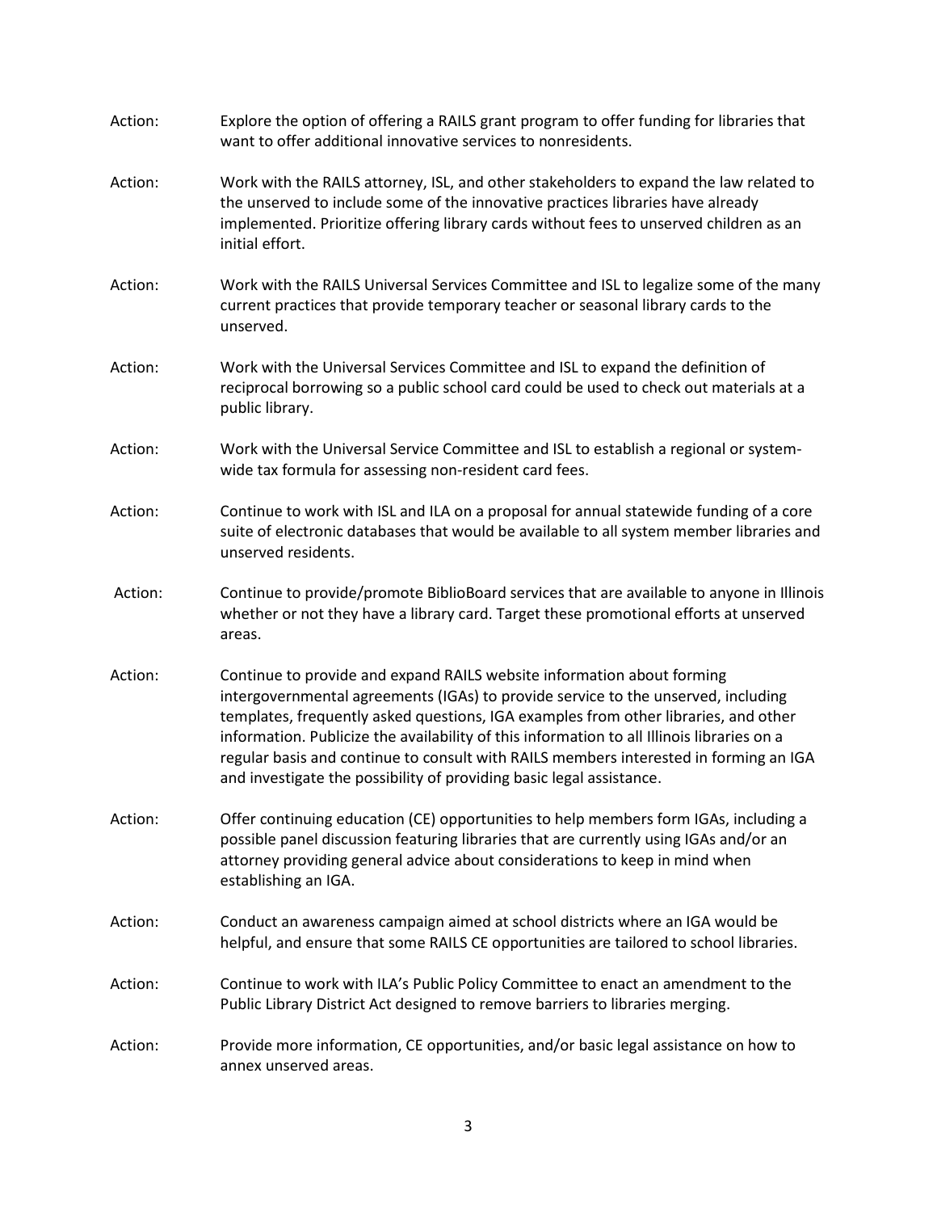Action: Explore the option of offering a RAILS grant program to offer funding for libraries that want to offer additional innovative services to nonresidents.

Action: Work with the RAILS attorney, ISL, and other stakeholders to expand the law related to the unserved to include some of the innovative practices libraries have already implemented. Prioritize offering library cards without fees to unserved children as an initial effort.

Action: Work with the RAILS Universal Services Committee and ISL to legalize some of the many current practices that provide temporary teacher or seasonal library cards to the unserved.

Action: Work with the Universal Services Committee and ISL to expand the definition of reciprocal borrowing so a public school card could be used to check out materials at a public library.

Action: Work with the Universal Service Committee and ISL to establish a regional or system-wide tax formula for assessing non-resident card fees.

Action: Continue to work with ISL and ILA on a proposal for annual statewide funding of a core suite of electronic databases that would be available to all system member libraries and unserved residents.

Action: Continue to provide/promote BiblioBoard services that are available to anyone in Illinois whether or not they have a library card. Target these promotional efforts at unserved areas.

Action: Continue to provide and expand RAILS website information about forming intergovernmental agreements (IGAs) to provide service to the unserved, including templates, frequently asked questions, IGA examples from other libraries, and other information. Publicize the availability of this information to all Illinois libraries on a regular basis and continue to consult with RAILS members interested in forming an IGA and investigate the possibility of providing basic legal assistance.

Action: Offer continuing education (CE) opportunities to help members form IGAs, including a possible panel discussion featuring libraries that are currently using IGAs and/or an attorney providing general advice about considerations to keep in mind when establishing an IGA.

Action: Conduct an awareness campaign aimed at school districts where an IGA would be helpful, and ensure that some RAILS CE opportunities are tailored to school libraries.

Action: Continue to work with ILA's Public Policy Committee to enact an amendment to the Public Library District Act designed to remove barriers to libraries merging.

Action: Provide more information, CE opportunities, and/or basic legal assistance on how to annex unserved areas.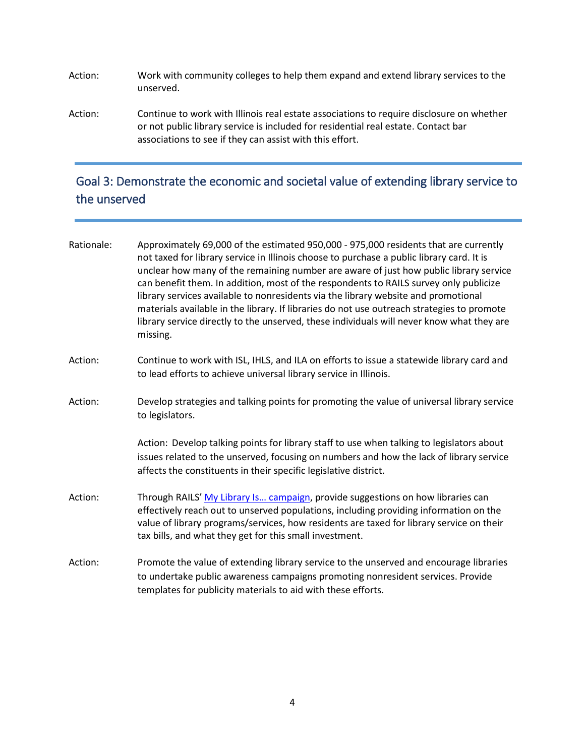Action: Work with community colleges to help them expand and extend library services to the unserved.

Action: Continue to work with Illinois real estate associations to require disclosure on whether or not public library service is included for residential real estate. Contact bar associations to see if they can assist with this effort.

## Goal 3: Demonstrate the economic and societal value of extending library service to the unserved

Rationale: Approximately 69,000 of the estimated 950,000 - 975,000 residents that are currently not taxed for library service in Illinois choose to purchase a public library card. It is unclear how many of the remaining number are aware of just how public library service can benefit them. In addition, most of the respondents to RAILS survey only publicize library services available to nonresidents via the library website and promotional materials available in the library. If libraries do not use outreach strategies to promote library service directly to the unserved, these individuals will never know what they are missing.

Action: Continue to work with ISL, IHLS, and ILA on efforts to issue a statewide library card and to lead efforts to achieve universal library service in Illinois.

Action: Develop strategies and talking points for promoting the value of universal library service to legislators.

Action: Develop talking points for library staff to use when talking to legislators about issues related to the unserved, focusing on numbers and how the lack of library service affects the constituents in their specific legislative district.

Action: Through RAILS' My Library Is… campaign, provide suggestions on how libraries can effectively reach out to unserved populations, including providing information on the value of library programs/services, how residents are taxed for library service on their tax bills, and what they get for this small investment.

Action: Promote the value of extending library service to the unserved and encourage libraries to undertake public awareness campaigns promoting nonresident services. Provide templates for publicity materials to aid with these efforts.